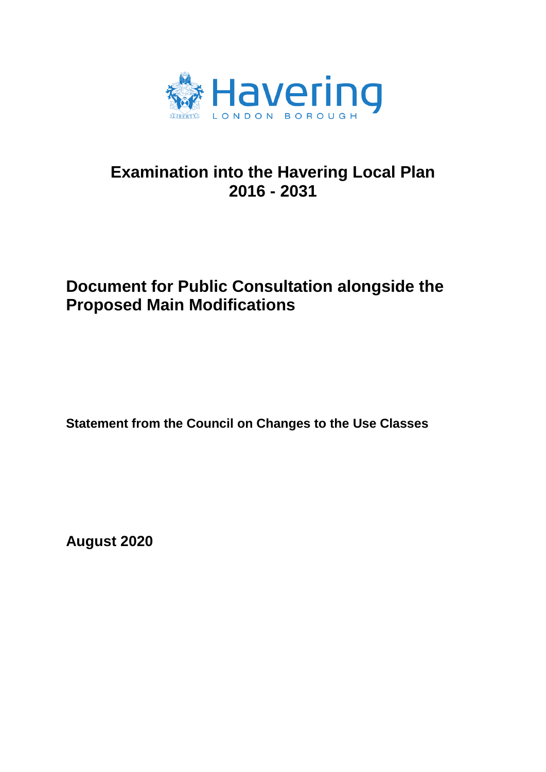Havering

LONDON BOROUGH

# Examination into the Havering Local Plan 2016 - 2031

## Document for Public Consultation alongside the Proposed Main Modifications

**Statement from the Council on Changes to the Use Classes**

**August 2020**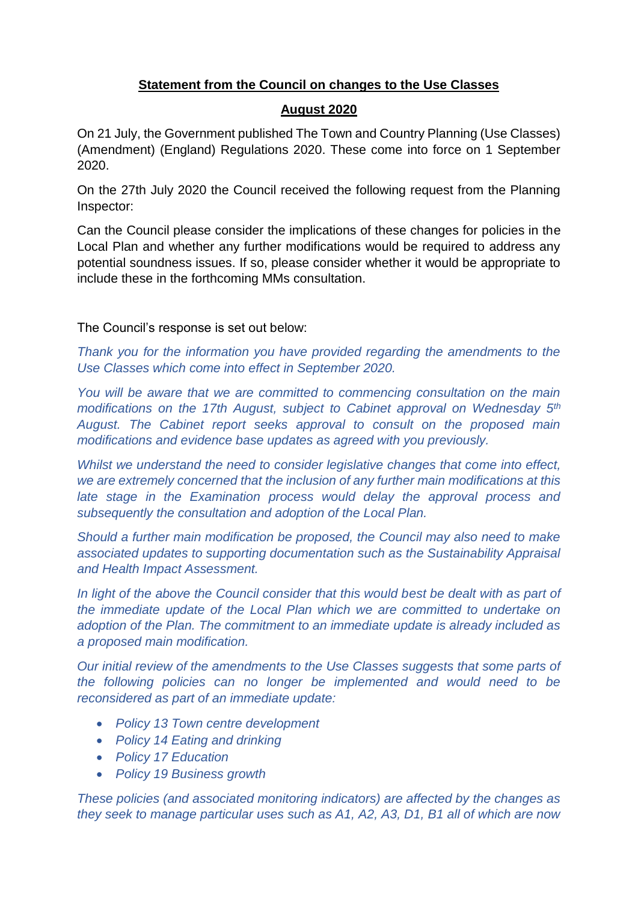**Statement from the Council on changes to the Use Classes**

**August 2020**

On 21 July, the Government published The Town and Country Planning (Use Classes) (Amendment) (England) Regulations 2020. These come into force on 1 September 2020.

On the 27th July 2020 the Council received the following request from the Planning Inspector:

Can the Council please consider the implications of these changes for policies in the Local Plan and whether any further modifications would be required to address any potential soundness issues. If so, please consider whether it would be appropriate to include these in the forthcoming MMs consultation.

The Council's response is set out below:

*Thank you for the information you have provided regarding the amendments to the Use Classes which come into effect in September 2020.*

*You will be aware that we are committed to commencing consultation on the main modifications on the 17th August, subject to Cabinet approval on Wednesday 5th August. The Cabinet report seeks approval to consult on the proposed main modifications and evidence base updates as agreed with you previously.*

*Whilst we understand the need to consider legislative changes that come into effect, we are extremely concerned that the inclusion of any further main modifications at this late stage in the Examination process would delay the approval process and subsequently the consultation and adoption of the Local Plan.*

*Should a further main modification be proposed, the Council may also need to make associated updates to supporting documentation such as the Sustainability Appraisal and Health Impact Assessment.*

*In light of the above the Council consider that this would best be dealt with as part of the immediate update of the Local Plan which we are committed to undertake on adoption of the Plan. The commitment to an immediate update is already included as a proposed main modification.*

*Our initial review of the amendments to the Use Classes suggests that some parts of the following policies can no longer be implemented and would need to be reconsidered as part of an immediate update:*

- *Policy 13 Town centre development*
- *Policy 14 Eating and drinking*
- *Policy 17 Education*
- *Policy 19 Business growth*

*These policies (and associated monitoring indicators) are affected by the changes as they seek to manage particular uses such as A1, A2, A3, D1, B1 all of which are now*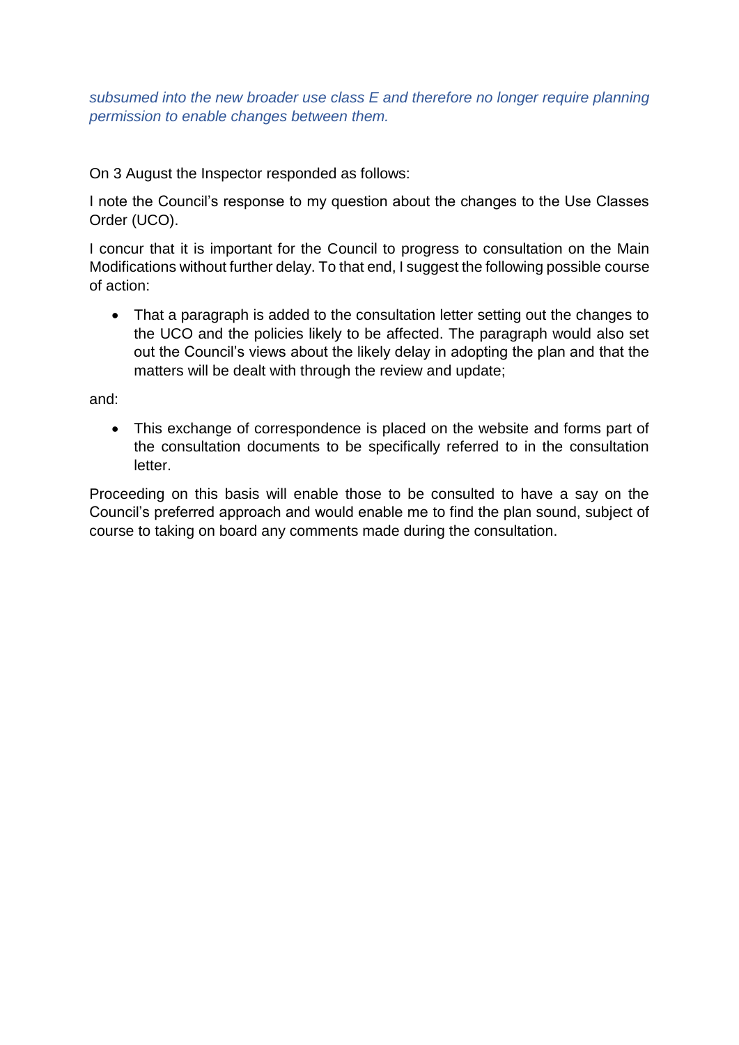*subsumed into the new broader use class E and therefore no longer require planning permission to enable changes between them.*

On 3 August the Inspector responded as follows:

I note the Council's response to my question about the changes to the Use Classes Order (UCO).

I concur that it is important for the Council to progress to consultation on the Main Modifications without further delay. To that end, I suggest the following possible course of action:

- That a paragraph is added to the consultation letter setting out the changes to the UCO and the policies likely to be affected. The paragraph would also set out the Council's views about the likely delay in adopting the plan and that the matters will be dealt with through the review and update;

and:

- This exchange of correspondence is placed on the website and forms part of the consultation documents to be specifically referred to in the consultation letter.

Proceeding on this basis will enable those to be consulted to have a say on the Council's preferred approach and would enable me to find the plan sound, subject of course to taking on board any comments made during the consultation.